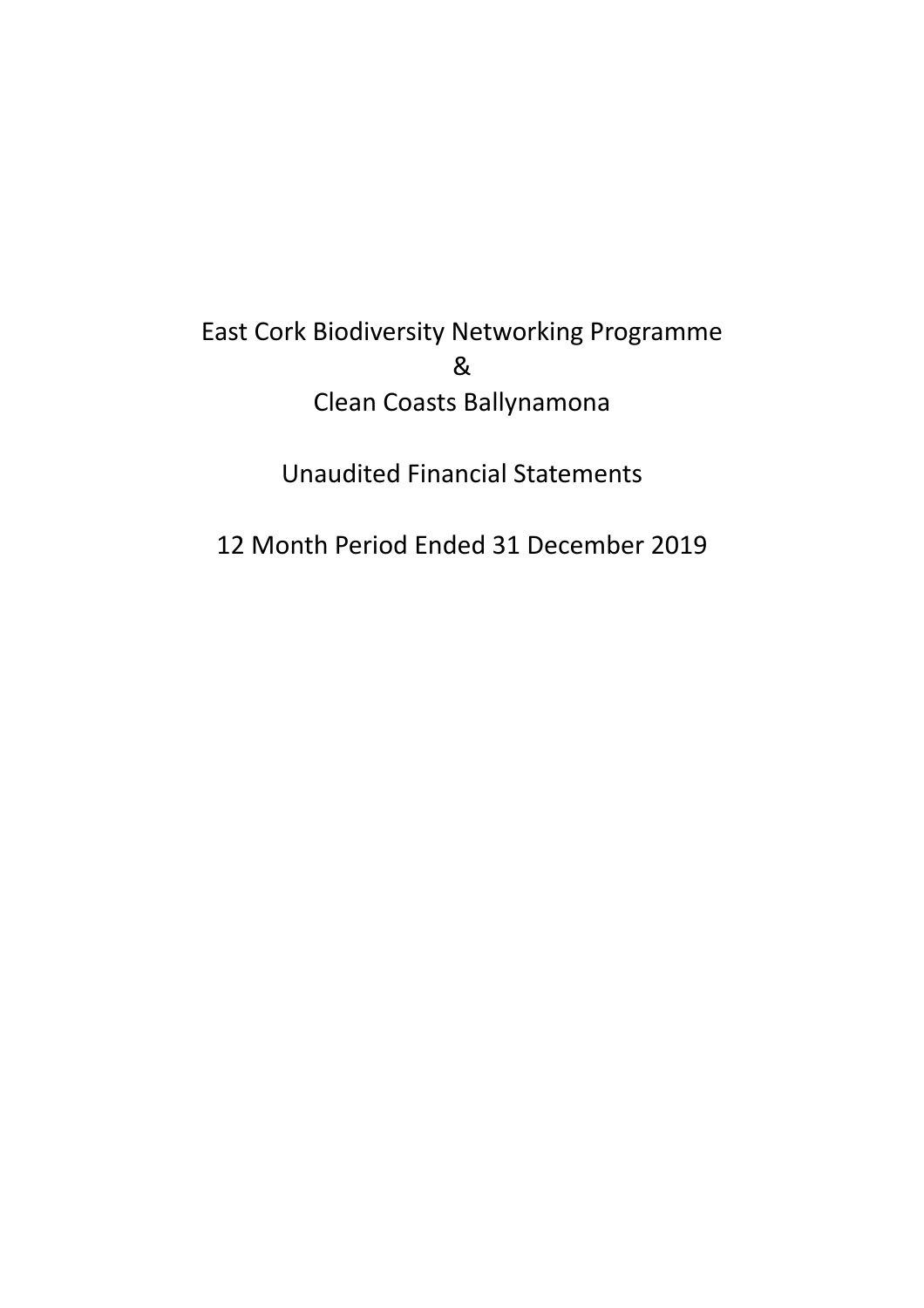# East Cork Biodiversity Networking Programme
# &
# Clean Coasts Ballynamona

## Unaudited Financial Statements

## 12 Month Period Ended 31 December 2019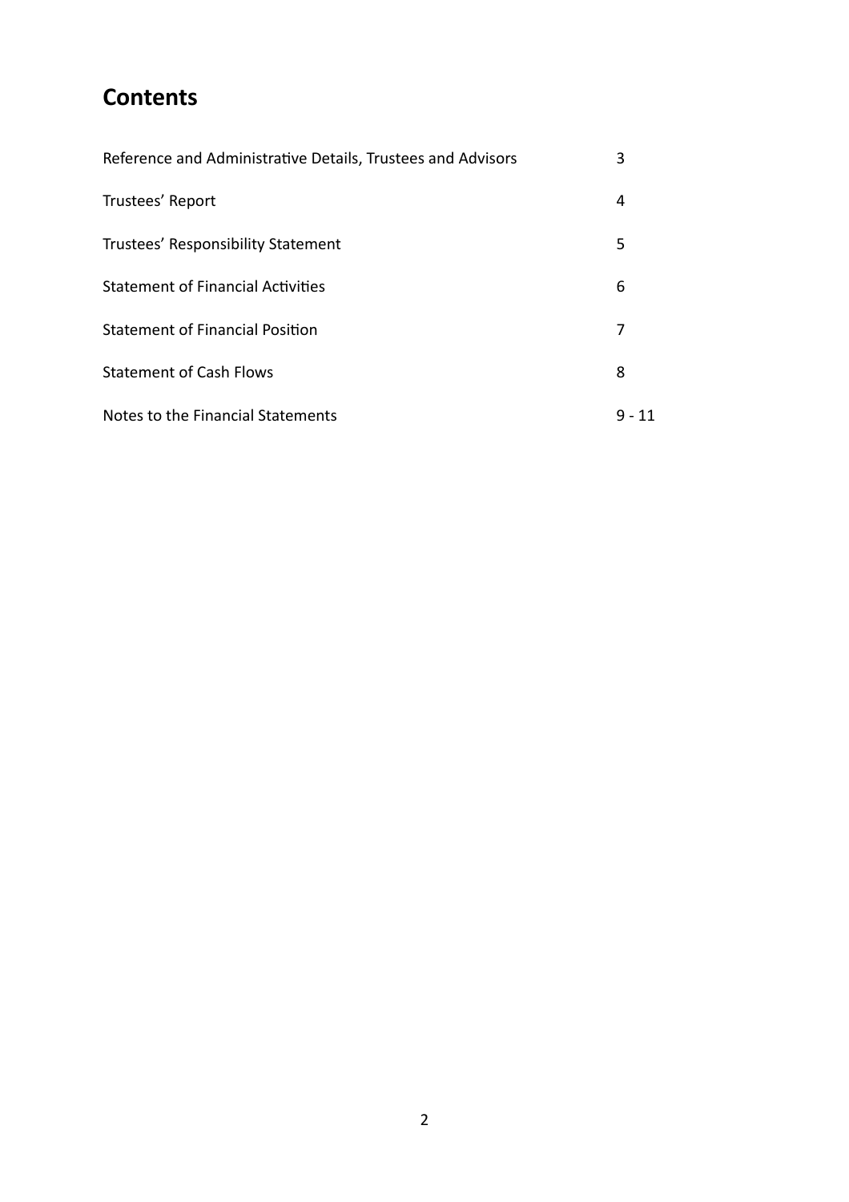# Contents

| | |
|---|---|
| Reference and Administrative Details, Trustees and Advisors | 3 |
| Trustees' Report | 4 |
| Trustees' Responsibility Statement | 5 |
| Statement of Financial Activities | 6 |
| Statement of Financial Position | 7 |
| Statement of Cash Flows | 8 |
| Notes to the Financial Statements | 9 - 11 |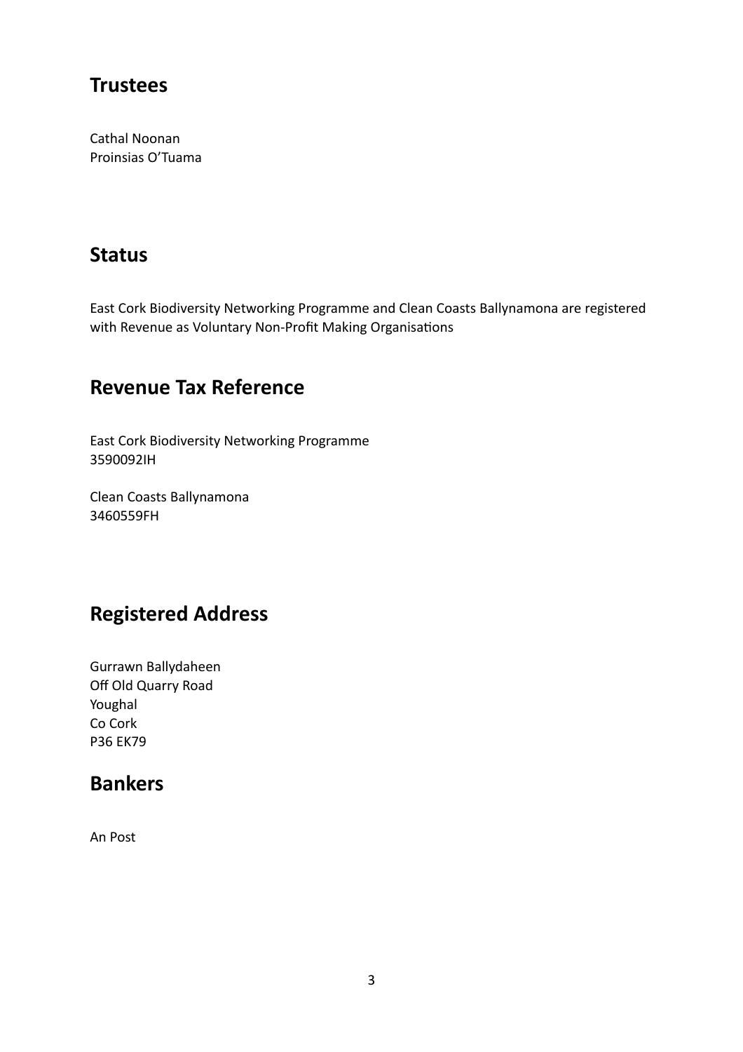## Trustees

Cathal Noonan
Proinsias O'Tuama

## Status

East Cork Biodiversity Networking Programme and Clean Coasts Ballynamona are registered with Revenue as Voluntary Non-Profit Making Organisations

## Revenue Tax Reference

East Cork Biodiversity Networking Programme
3590092IH

Clean Coasts Ballynamona
3460559FH

## Registered Address

Gurrawn Ballydaheen
Off Old Quarry Road
Youghal
Co Cork
P36 EK79

## Bankers

An Post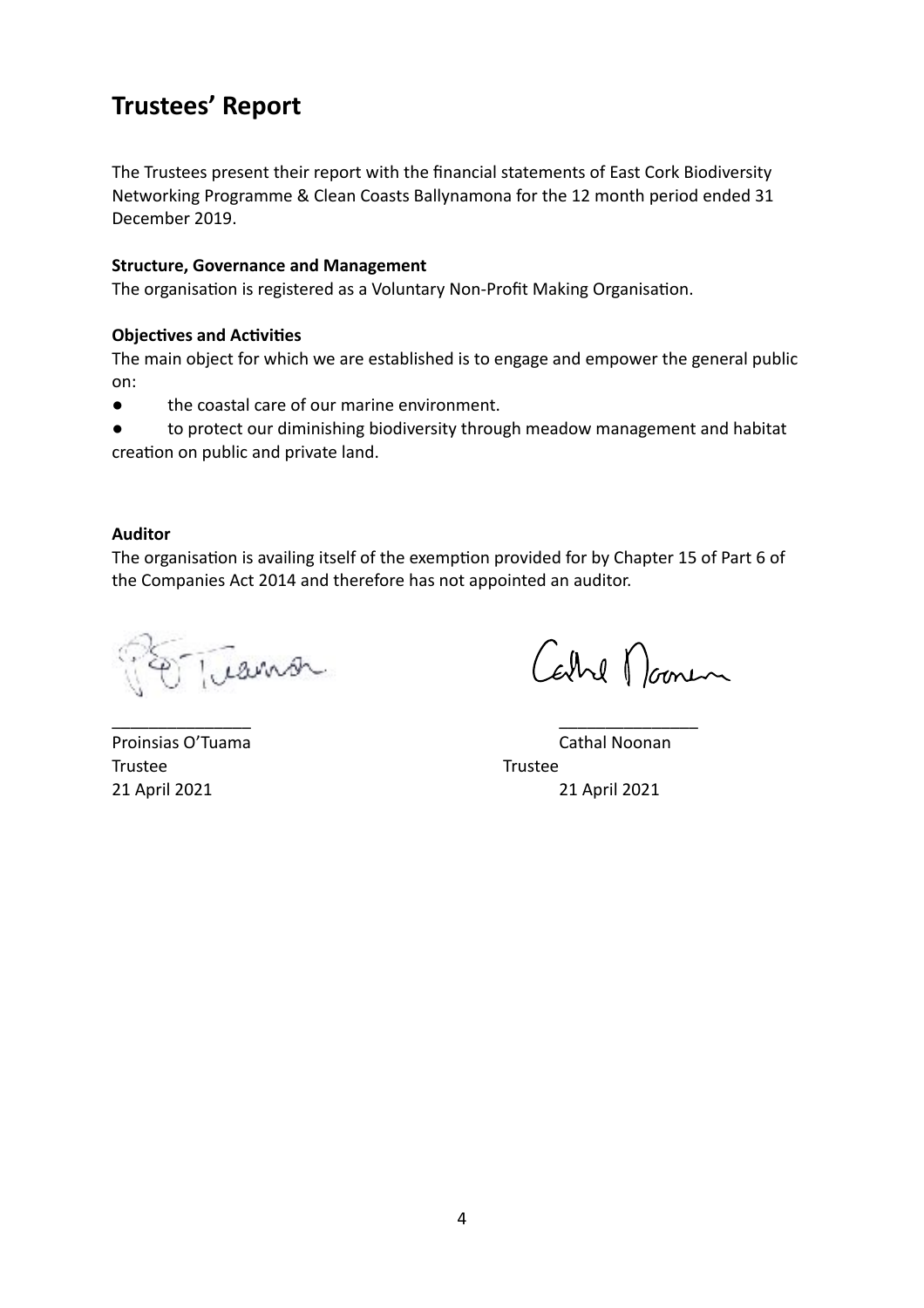# Trustees' Report

The Trustees present their report with the financial statements of East Cork Biodiversity Networking Programme & Clean Coasts Ballynamona for the 12 month period ended 31 December 2019.

**Structure, Governance and Management**
The organisation is registered as a Voluntary Non-Profit Making Organisation.

**Objectives and Activities**
The main object for which we are established is to engage and empower the general public on:

- the coastal care of our marine environment.
- to protect our diminishing biodiversity through meadow management and habitat creation on public and private land.

**Auditor**
The organisation is availing itself of the exemption provided for by Chapter 15 of Part 6 of the Companies Act 2014 and therefore has not appointed an auditor.

_______________
Proinsias O'Tuama
Trustee
21 April 2021

_______________
Cathal Noonan
Trustee
21 April 2021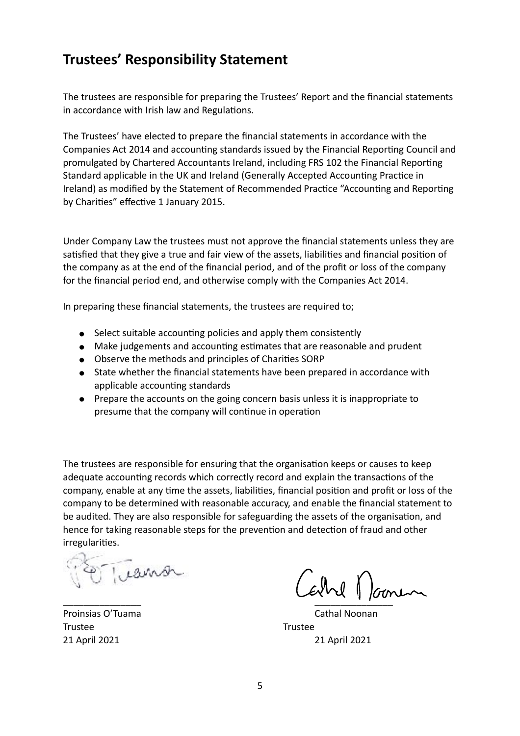# Trustees' Responsibility Statement

The trustees are responsible for preparing the Trustees' Report and the financial statements in accordance with Irish law and Regulations.

The Trustees' have elected to prepare the financial statements in accordance with the Companies Act 2014 and accounting standards issued by the Financial Reporting Council and promulgated by Chartered Accountants Ireland, including FRS 102 the Financial Reporting Standard applicable in the UK and Ireland (Generally Accepted Accounting Practice in Ireland) as modified by the Statement of Recommended Practice "Accounting and Reporting by Charities" effective 1 January 2015.

Under Company Law the trustees must not approve the financial statements unless they are satisfied that they give a true and fair view of the assets, liabilities and financial position of the company as at the end of the financial period, and of the profit or loss of the company for the financial period end, and otherwise comply with the Companies Act 2014.

In preparing these financial statements, the trustees are required to;

- Select suitable accounting policies and apply them consistently
- Make judgements and accounting estimates that are reasonable and prudent
- Observe the methods and principles of Charities SORP
- State whether the financial statements have been prepared in accordance with applicable accounting standards
- Prepare the accounts on the going concern basis unless it is inappropriate to presume that the company will continue in operation

The trustees are responsible for ensuring that the organisation keeps or causes to keep adequate accounting records which correctly record and explain the transactions of the company, enable at any time the assets, liabilities, financial position and profit or loss of the company to be determined with reasonable accuracy, and enable the financial statement to be audited. They are also responsible for safeguarding the assets of the organisation, and hence for taking reasonable steps for the prevention and detection of fraud and other irregularities.

_______________

Proinsias O'Tuama
Trustee
21 April 2021

_______________

Cathal Noonan
Trustee
21 April 2021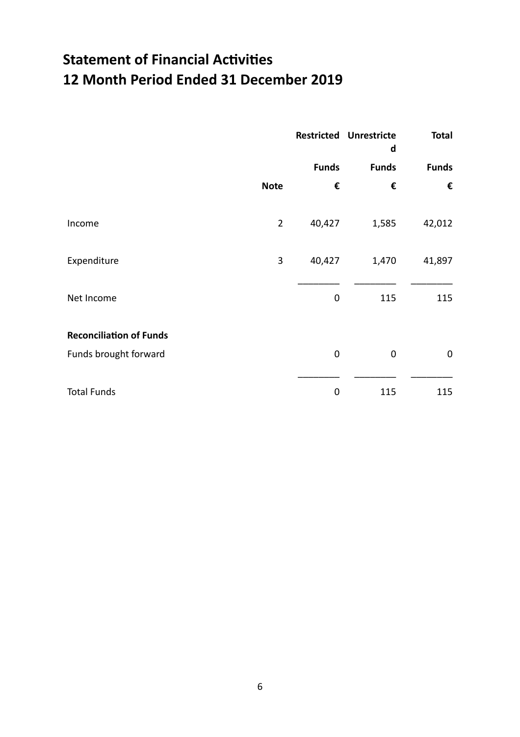# Statement of Financial Activities
# 12 Month Period Ended 31 December 2019

| | Note | Restricted Funds € | Unrestricted Funds € | Total Funds € |
|---|---|---|---|---|
| Income | 2 | 40,427 | 1,585 | 42,012 |
| Expenditure | 3 | 40,427 | 1,470 | 41,897 |
| Net Income | | 0 | 115 | 115 |
| **Reconciliation of Funds** | | | | |
| Funds brought forward | | 0 | 0 | 0 |
| Total Funds | | 0 | 115 | 115 |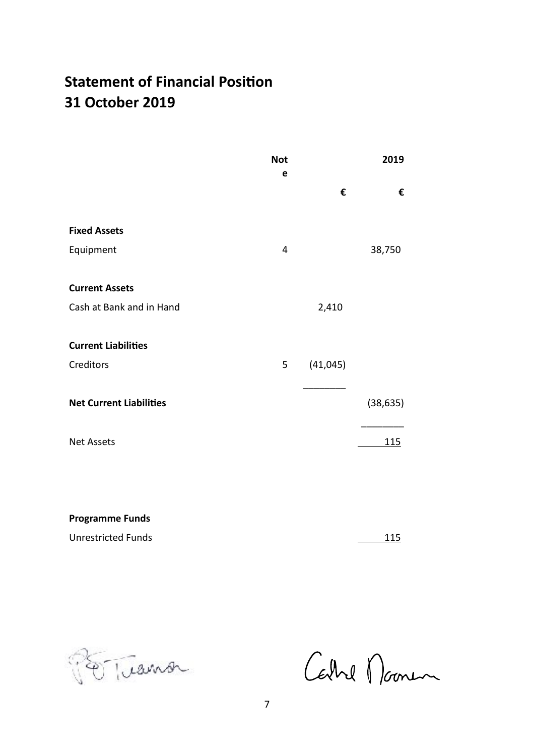# Statement of Financial Position
# 31 October 2019

| | Note | € | 2019 € |
|---|---|---|---|
| **Fixed Assets** | | | |
| Equipment | 4 | | 38,750 |
| **Current Assets** | | | |
| Cash at Bank and in Hand | | 2,410 | |
| **Current Liabilities** | | | |
| Creditors | 5 | (41,045) | |
| **Net Current Liabilities** | | | (38,635) |
| Net Assets | | | 115 |
| **Programme Funds** | | | |
| Unrestricted Funds | | | 115 |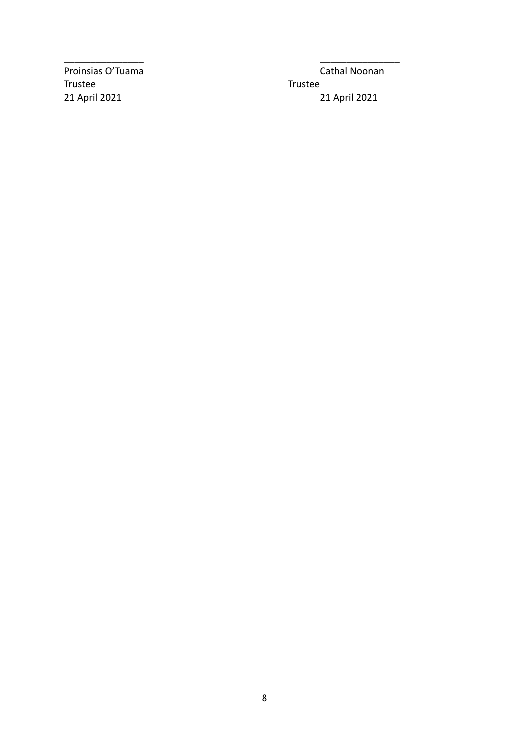_______________ _______________

Proinsias O'Tuama
Trustee
21 April 2021

Cathal Noonan
Trustee
21 April 2021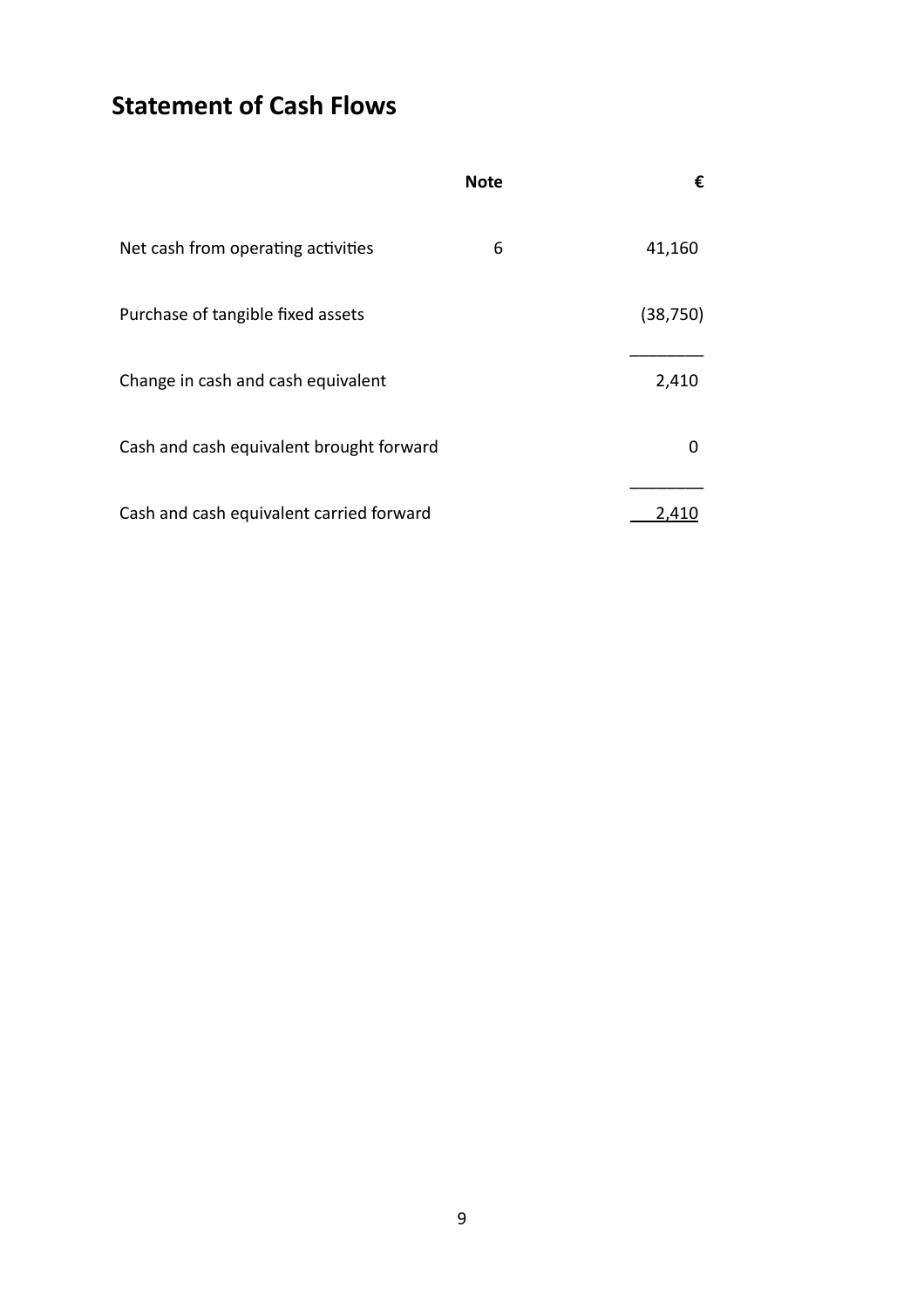# Statement of Cash Flows

| | Note | € |
|---|---|---|
| Net cash from operating activities | 6 | 41,160 |
| Purchase of tangible fixed assets | | (38,750) |
| Change in cash and cash equivalent | | 2,410 |
| Cash and cash equivalent brought forward | | 0 |
| Cash and cash equivalent carried forward | | 2,410 |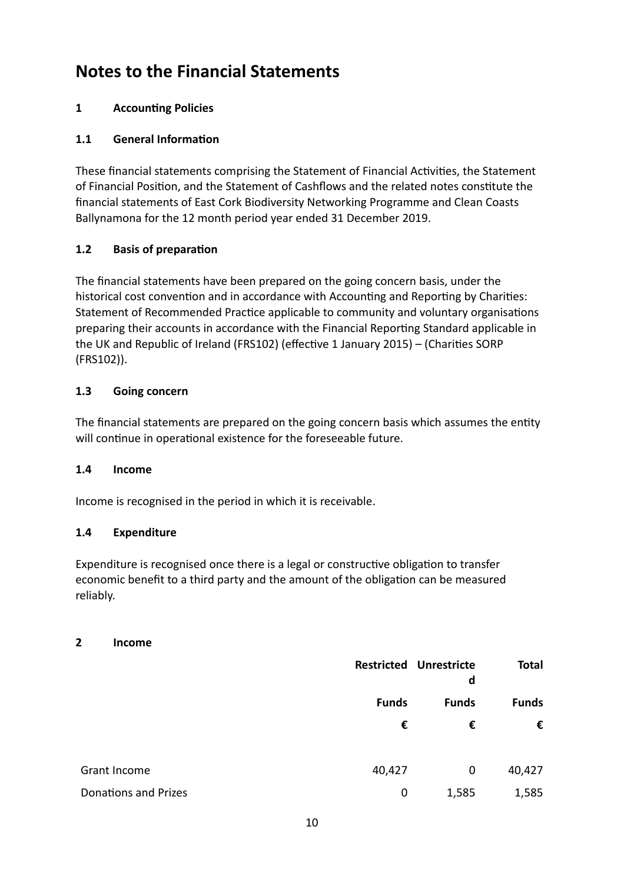# Notes to the Financial Statements

## 1 Accounting Policies

### 1.1 General Information

These financial statements comprising the Statement of Financial Activities, the Statement of Financial Position, and the Statement of Cashflows and the related notes constitute the financial statements of East Cork Biodiversity Networking Programme and Clean Coasts Ballynamona for the 12 month period year ended 31 December 2019.

### 1.2 Basis of preparation

The financial statements have been prepared on the going concern basis, under the historical cost convention and in accordance with Accounting and Reporting by Charities: Statement of Recommended Practice applicable to community and voluntary organisations preparing their accounts in accordance with the Financial Reporting Standard applicable in the UK and Republic of Ireland (FRS102) (effective 1 January 2015) – (Charities SORP (FRS102)).

### 1.3 Going concern

The financial statements are prepared on the going concern basis which assumes the entity will continue in operational existence for the foreseeable future.

### 1.4 Income

Income is recognised in the period in which it is receivable.

### 1.4 Expenditure

Expenditure is recognised once there is a legal or constructive obligation to transfer economic benefit to a third party and the amount of the obligation can be measured reliably.

## 2 Income

| | Restricted | Unrestricted | Total |
|---|---|---|---|
| | Funds | Funds | Funds |
| | € | € | € |
| Grant Income | 40,427 | 0 | 40,427 |
| Donations and Prizes | 0 | 1,585 | 1,585 |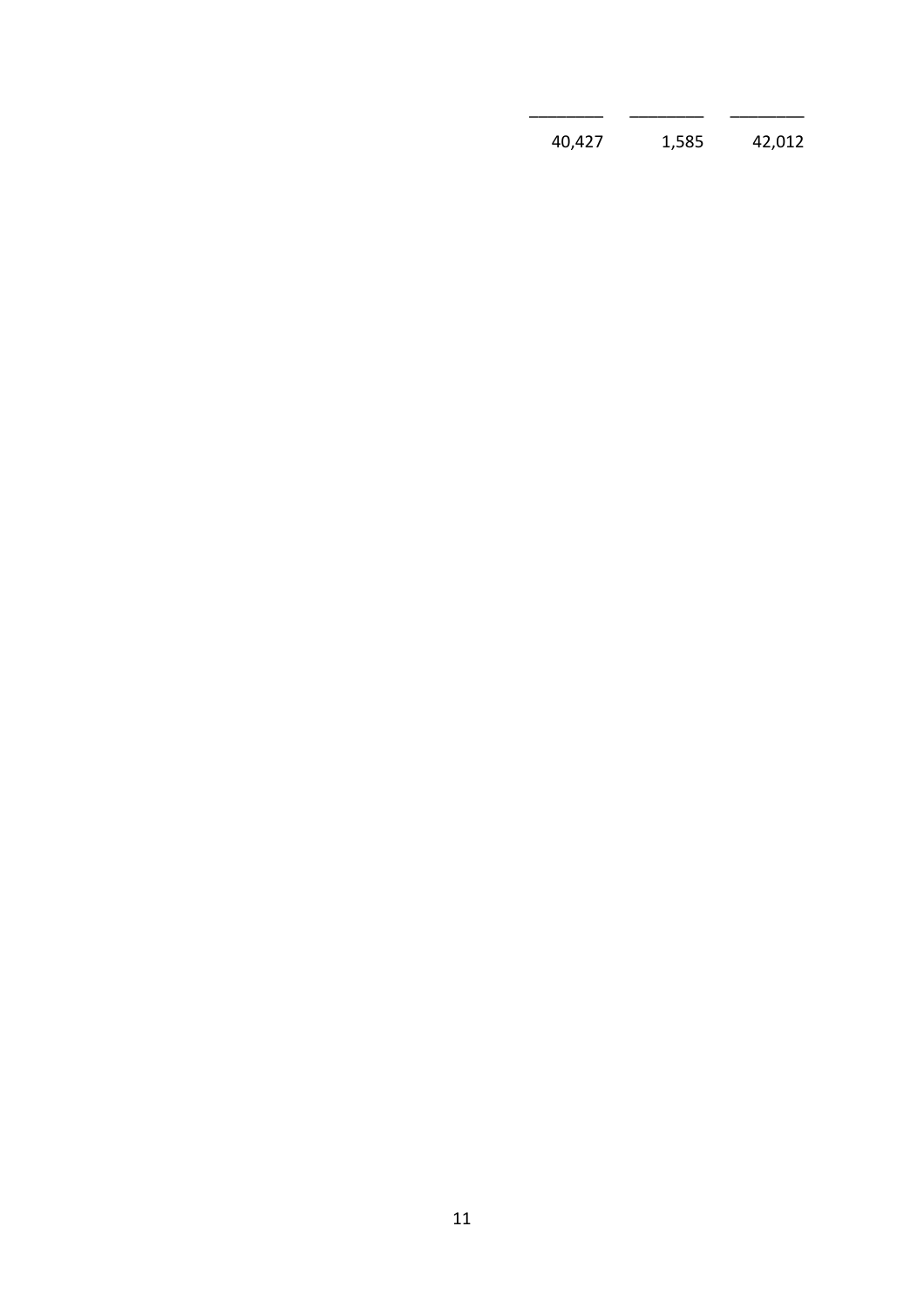| | | |
|---|---|---|
| 40,427 | 1,585 | 42,012 |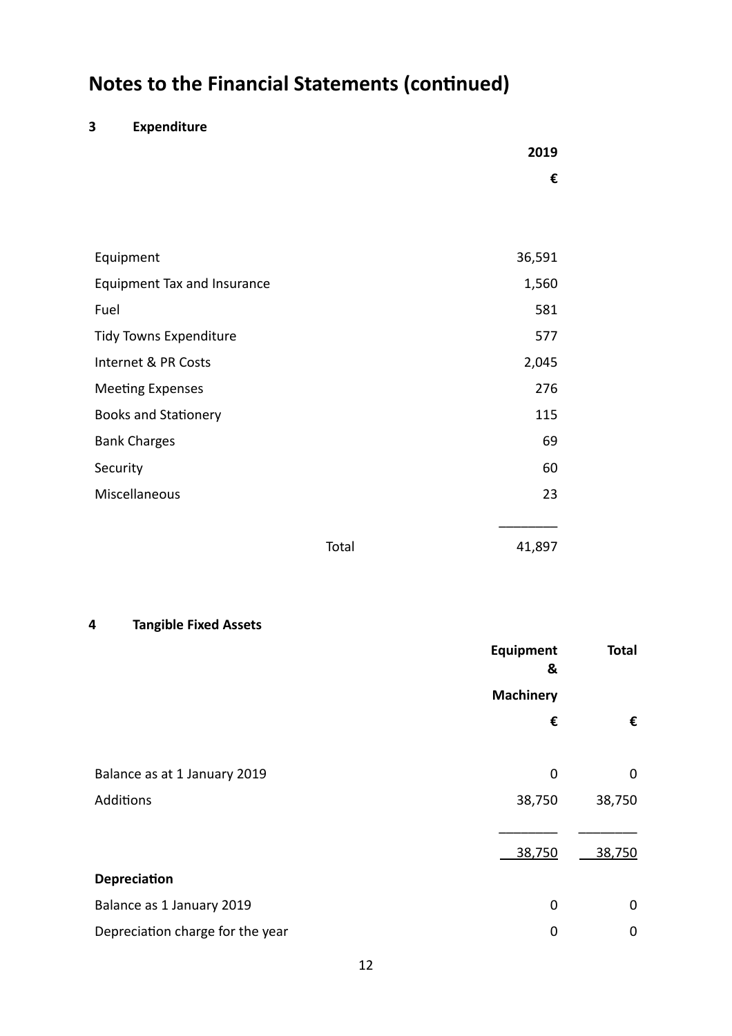# Notes to the Financial Statements (continued)

## 3 Expenditure

| | 2019 |
|---|---|
| | € |
| Equipment | 36,591 |
| Equipment Tax and Insurance | 1,560 |
| Fuel | 581 |
| Tidy Towns Expenditure | 577 |
| Internet & PR Costs | 2,045 |
| Meeting Expenses | 276 |
| Books and Stationery | 115 |
| Bank Charges | 69 |
| Security | 60 |
| Miscellaneous | 23 |
| Total | 41,897 |

## 4 Tangible Fixed Assets

| | Equipment & Machinery | Total |
|---|---|---|
| | € | € |
| Balance as at 1 January 2019 | 0 | 0 |
| Additions | 38,750 | 38,750 |
| | 38,750 | 38,750 |
| **Depreciation** | | |
| Balance as 1 January 2019 | 0 | 0 |
| Depreciation charge for the year | 0 | 0 |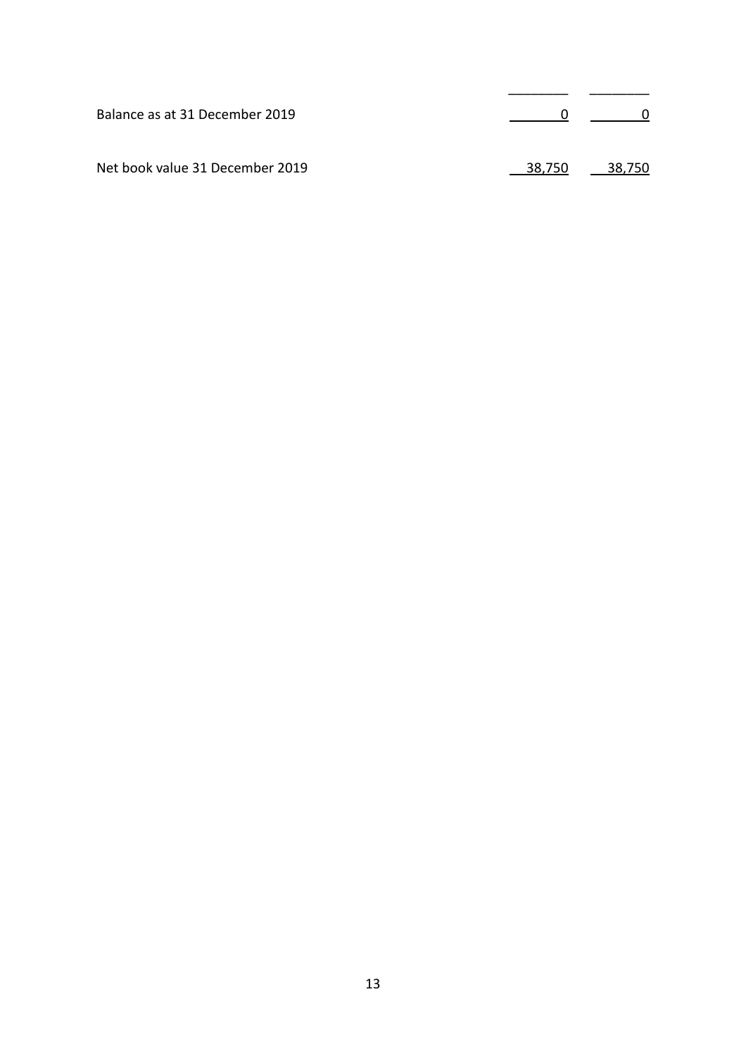| | | |
|---|---|---|
| Balance as at 31 December 2019 | 0 | 0 |
| Net book value 31 December 2019 | 38,750 | 38,750 |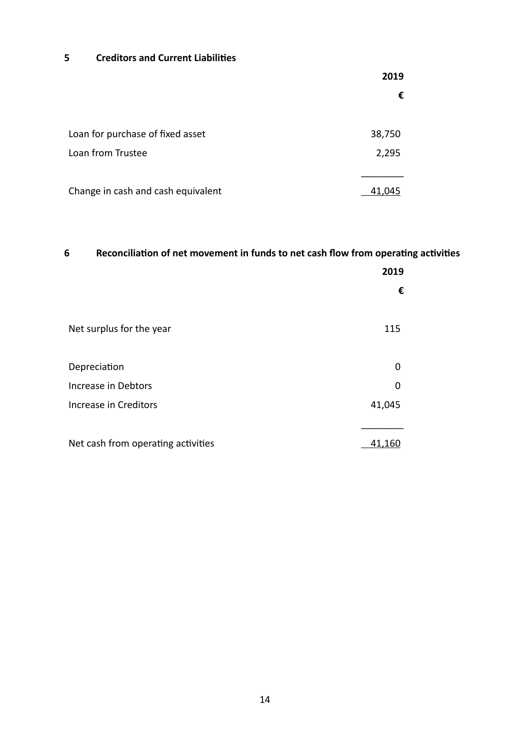## 5 Creditors and Current Liabilities

| | 2019 |
|---|---|
| | € |
| Loan for purchase of fixed asset | 38,750 |
| Loan from Trustee | 2,295 |
| Change in cash and cash equivalent | 41,045 |

## 6 Reconciliation of net movement in funds to net cash flow from operating activities

| | 2019 |
|---|---|
| | € |
| Net surplus for the year | 115 |
| Depreciation | 0 |
| Increase in Debtors | 0 |
| Increase in Creditors | 41,045 |
| Net cash from operating activities | 41,160 |